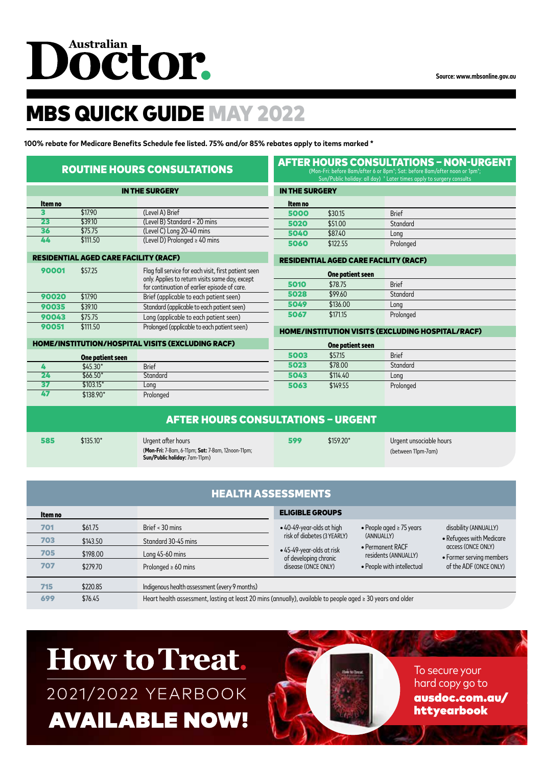# Australian Doctor.

Source: www.mbsonline.gov.au

## MBS QUICK GUIDE MAY 2022

**100% rebate for Medicare Benefits Schedule fee listed. 75% and/or 85% rebates apply to items marked ***

## ROUTINE HOURS CONSULTATIONS

### IN THE SURGERY

| Item no | | |
|---|---|---|
| 3 | $17.90 | (Level A) Brief |
| 23 | $39.10 | (Level B) Standard < 20 mins |
| 36 | $75.75 | (Level C) Long 20-40 mins |
| 44 | $111.50 | (Level D) Prolonged ≥ 40 mins |

### RESIDENTIAL AGED CARE FACILITY (RACF)

| | | |
|---|---|---|
| 90001 | $57.25 | Flag fall service for each visit, first patient seen only. Applies to return visits same day, except for continuation of earlier episode of care. |
| 90020 | $17.90 | Brief (applicable to each patient seen) |
| 90035 | $39.10 | Standard (applicable to each patient seen) |
| 90043 | $75.75 | Long (applicable to each patient seen) |
| 90051 | $111.50 | Prolonged (applicable to each patient seen) |

### HOME/INSTITUTION/HOSPITAL VISITS (EXCLUDING RACF)

| | One patient seen | |
|---|---|---|
| 4 | $45.30* | Brief |
| 24 | $66.50* | Standard |
| 37 | $103.15* | Long |
| 47 | $138.90* | Prolonged |

## AFTER HOURS CONSULTATIONS – NON-URGENT

(Mon-Fri: before 8am/after 6 or 8pm*; Sat: before 8am/after noon or 1pm*; Sun/Public holiday: all day) * Later times apply to surgery consults

### IN THE SURGERY

| Item no | | |
|---|---|---|
| 5000 | $30.15 | Brief |
| 5020 | $51.00 | Standard |
| 5040 | $87.40 | Long |
| 5060 | $122.55 | Prolonged |

### RESIDENTIAL AGED CARE FACILITY (RACF)

| | One patient seen | |
|---|---|---|
| 5010 | $78.75 | Brief |
| 5028 | $99.60 | Standard |
| 5049 | $136.00 | Long |
| 5067 | $171.15 | Prolonged |

### HOME/INSTITUTION VISITS (EXCLUDING HOSPITAL/RACF)

| | One patient seen | |
|---|---|---|
| 5003 | $57.15 | Brief |
| 5023 | $78.00 | Standard |
| 5043 | $114.40 | Long |
| 5063 | $149.55 | Prolonged |

## AFTER HOURS CONSULTATIONS – URGENT

| | | |
|---|---|---|
| 585 | $135.10* | Urgent after hours (**Mon-Fri:** 7-8am, 6-11pm; **Sat:** 7-8am, 12noon-11pm; **Sun/Public holiday:** 7am-11pm) |
| 599 | $159.20* | Urgent unsociable hours (between 11pm-7am) |

## HEALTH ASSESSMENTS

| Item no | | |
|---|---|---|
| 701 | $61.75 | Brief < 30 mins |
| 703 | $143.50 | Standard 30-45 mins |
| 705 | $198.00 | Long 45-60 mins |
| 707 | $279.70 | Prolonged ≥ 60 mins |
| 715 | $220.85 | Indigenous health assessment (every 9 months) |
| 699 | $76.45 | Heart health assessment, lasting at least 20 mins (annually), available to people aged ≥ 30 years and older |

### ELIGIBLE GROUPS

- 40-49-year-olds at high risk of diabetes (3 YEARLY)
- 45-49-year-olds at risk of developing chronic disease (ONCE ONLY)
- People aged ≥ 75 years (ANNUALLY)
- Permanent RACF residents (ANNUALLY)
- People with intellectual disability (ANNUALLY)
- Refugees with Medicare access (ONCE ONLY)
- Former serving members of the ADF (ONCE ONLY)

**How to Treat.**

2021/2022 YEARBOOK

**AVAILABLE NOW!**

To secure your hard copy go to **ausdoc.com.au/httyearbook**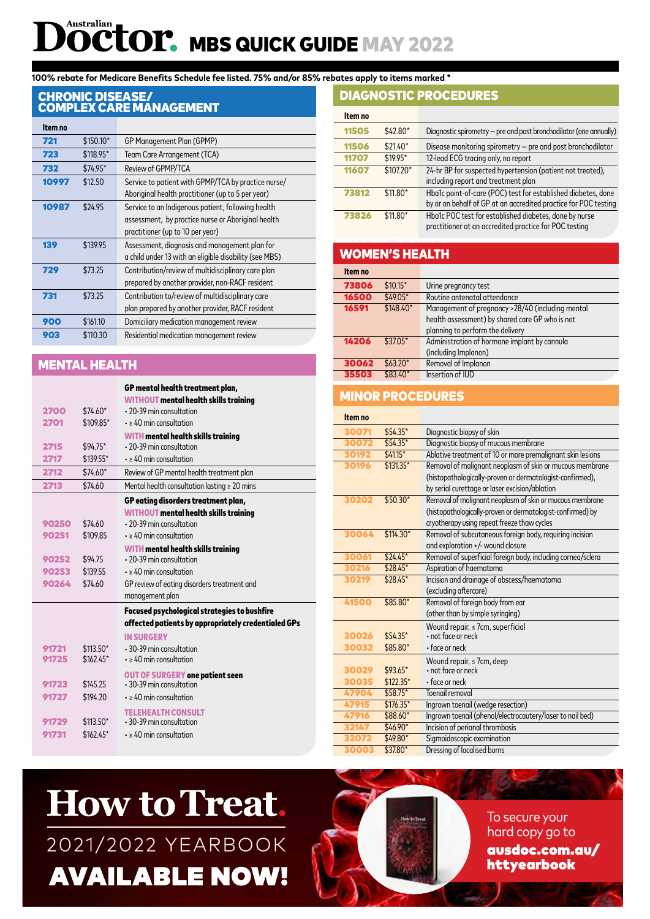# Australian Doctor. MBS QUICK GUIDE MAY 2022

**100% rebate for Medicare Benefits Schedule fee listed. 75% and/or 85% rebates apply to items marked ***

## CHRONIC DISEASE/ COMPLEX CARE MANAGEMENT

| Item no | | |
|---|---|---|
| 721 | $150.10* | GP Management Plan (GPMP) |
| 723 | $118.95* | Team Care Arrangement (TCA) |
| 732 | $74.95* | Review of GPMP/TCA |
| 10997 | $12.50 | Service to patient with GPMP/TCA by practice nurse/ Aboriginal health practitioner (up to 5 per year) |
| 10987 | $24.95 | Service to an Indigenous patient, following health assessment, by practice nurse or Aboriginal health practitioner (up to 10 per year) |
| 139 | $139.95 | Assessment, diagnosis and management plan for a child under 13 with an eligible disability (see MBS) |
| 729 | $73.25 | Contribution/review of multidisciplinary care plan prepared by another provider, non-RACF resident |
| 731 | $73.25 | Contribution to/review of multidisciplinary care plan prepared by another provider, RACF resident |
| 900 | $161.10 | Domiciliary medication management review |
| 903 | $110.30 | Residential medication management review |

## MENTAL HEALTH

| | | |
|---|---|---|
| | | **GP mental health treatment plan, WITHOUT mental health skills training** |
| 2700 | $74.60* | • 20-39 min consultation |
| 2701 | $109.85* | • ≥ 40 min consultation |
| | | **WITH mental health skills training** |
| 2715 | $94.75* | • 20-39 min consultation |
| 2717 | $139.55* | • ≥ 40 min consultation |
| 2712 | $74.60* | Review of GP mental health treatment plan |
| 2713 | $74.60 | Mental health consultation lasting ≥ 20 mins |
| | | **GP eating disorders treatment plan, WITHOUT mental health skills training** |
| 90250 | $74.60 | • 20-39 min consultation |
| 90251 | $109.85 | • ≥ 40 min consultation |
| | | **WITH mental health skills training** |
| 90252 | $94.75 | • 20-39 min consultation |
| 90253 | $139.55 | • ≥ 40 min consultation |
| 90264 | $74.60 | GP review of eating disorders treatment and management plan |
| | | **Focused psychological strategies to bushfire affected patients by appropriately credentialed GPs** |
| | | **IN SURGERY** |
| 91721 | $113.50* | • 30-39 min consultation |
| 91725 | $162.45* | • ≥ 40 min consultation |
| | | **OUT OF SURGERY one patient seen** |
| 91723 | $145.25 | • 30-39 min consultation |
| 91727 | $194.20 | • ≥ 40 min consultation |
| | | **TELEHEALTH CONSULT** |
| 91729 | $113.50* | • 30-39 min consultation |
| 91731 | $162.45* | • ≥ 40 min consultation |

## DIAGNOSTIC PROCEDURES

| Item no | | |
|---|---|---|
| 11505 | $42.80* | Diagnostic spirometry – pre and post bronchodilator (one annually) |
| 11506 | $21.40* | Disease monitoring spirometry – pre and post bronchodilator |
| 11707 | $19.95* | 12-lead ECG tracing only, no report |
| 11607 | $107.20* | 24-hr BP for suspected hypertension (patient not treated), including report and treatment plan |
| 73812 | $11.80* | Hba1c point-of-care (POC) test for established diabetes, done by or on behalf of GP at an accredited practice for POC testing |
| 73826 | $11.80* | Hba1c POC test for established diabetes, done by nurse practitioner at an accredited practice for POC testing |

## WOMEN'S HEALTH

| Item no | | |
|---|---|---|
| 73806 | $10.15* | Urine pregnancy test |
| 16500 | $49.05* | Routine antenatal attendance |
| 16591 | $148.40* | Management of pregnancy >28/40 (including mental health assessment) by shared care GP who is not planning to perform the delivery |
| 14206 | $37.05* | Administration of hormone implant by cannula (including Implanon) |
| 30062 | $63.20* | Removal of Implanon |
| 35503 | $83.40* | Insertion of IUD |

## MINOR PROCEDURES

| Item no | | |
|---|---|---|
| 30071 | $54.35* | Diagnostic biopsy of skin |
| 30072 | $54.35* | Diagnostic biopsy of mucous membrane |
| 30192 | $41.15* | Ablative treatment of 10 or more premalignant skin lesions |
| 30196 | $131.35* | Removal of malignant neoplasm of skin or mucous membrane (histopathologically-proven or dermatologist-confirmed), by serial curettage or laser excision/ablation |
| 30202 | $50.30* | Removal of malignant neoplasm of skin or mucous membrane (histopathologically-proven or dermatologist-confirmed) by cryotherapy using repeat freeze thaw cycles |
| 30064 | $114.30* | Removal of subcutaneous foreign body, requiring incision and exploration +/- wound closure |
| 30061 | $24.45* | Removal of superficial foreign body, including cornea/sclera |
| 30216 | $28.45* | Aspiration of haematoma |
| 30219 | $28.45* | Incision and drainage of abscess/haematoma (excluding aftercare) |
| 41500 | $85.80* | Removal of foreign body from ear (other than by simple syringing) |
| | | Wound repair, ≤ 7cm, superficial |
| 30026 | $54.35* | • not face or neck |
| 30032 | $85.80* | • face or neck |
| | | Wound repair, ≤ 7cm, deep |
| 30029 | $93.65* | • not face or neck |
| 30035 | $122.35* | • face or neck |
| 47904 | $58.75* | Toenail removal |
| 47915 | $176.35* | Ingrown toenail (wedge resection) |
| 47916 | $88.60* | Ingrown toenail (phenol/electrocautery/laser to nail bed) |
| 32147 | $46.90* | Incision of perianal thrombosis |
| 32072 | $49.80* | Sigmoidoscopic examination |
| 30003 | $37.80* | Dressing of localised burns |

**How to Treat.**

2021/2022 YEARBOOK

**AVAILABLE NOW!**

To secure your hard copy go to **ausdoc.com.au/httyearbook**